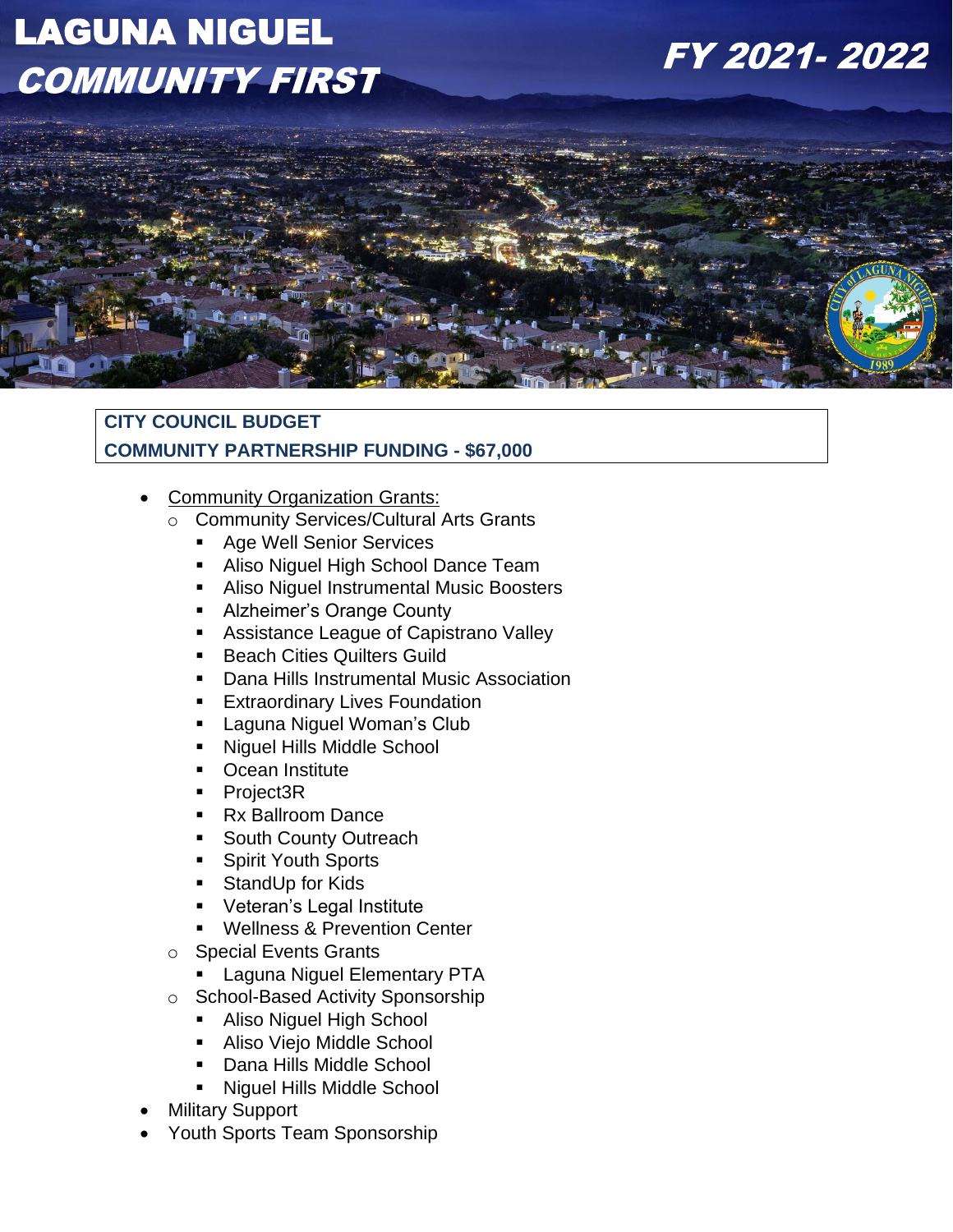# LAGUNA NIGUEL
## *COMMUNITY FIRST*

## *FY 2021- 2022*

**CITY COUNCIL BUDGET**
**COMMUNITY PARTNERSHIP FUNDING - $67,000**

- Community Organization Grants:
    - Community Services/Cultural Arts Grants
        - Age Well Senior Services
        - Aliso Niguel High School Dance Team
        - Aliso Niguel Instrumental Music Boosters
        - Alzheimer's Orange County
        - Assistance League of Capistrano Valley
        - Beach Cities Quilters Guild
        - Dana Hills Instrumental Music Association
        - Extraordinary Lives Foundation
        - Laguna Niguel Woman's Club
        - Niguel Hills Middle School
        - Ocean Institute
        - Project3R
        - Rx Ballroom Dance
        - South County Outreach
        - Spirit Youth Sports
        - StandUp for Kids
        - Veteran's Legal Institute
        - Wellness & Prevention Center
    - Special Events Grants
        - Laguna Niguel Elementary PTA
    - School-Based Activity Sponsorship
        - Aliso Niguel High School
        - Aliso Viejo Middle School
        - Dana Hills Middle School
        - Niguel Hills Middle School
- Military Support
- Youth Sports Team Sponsorship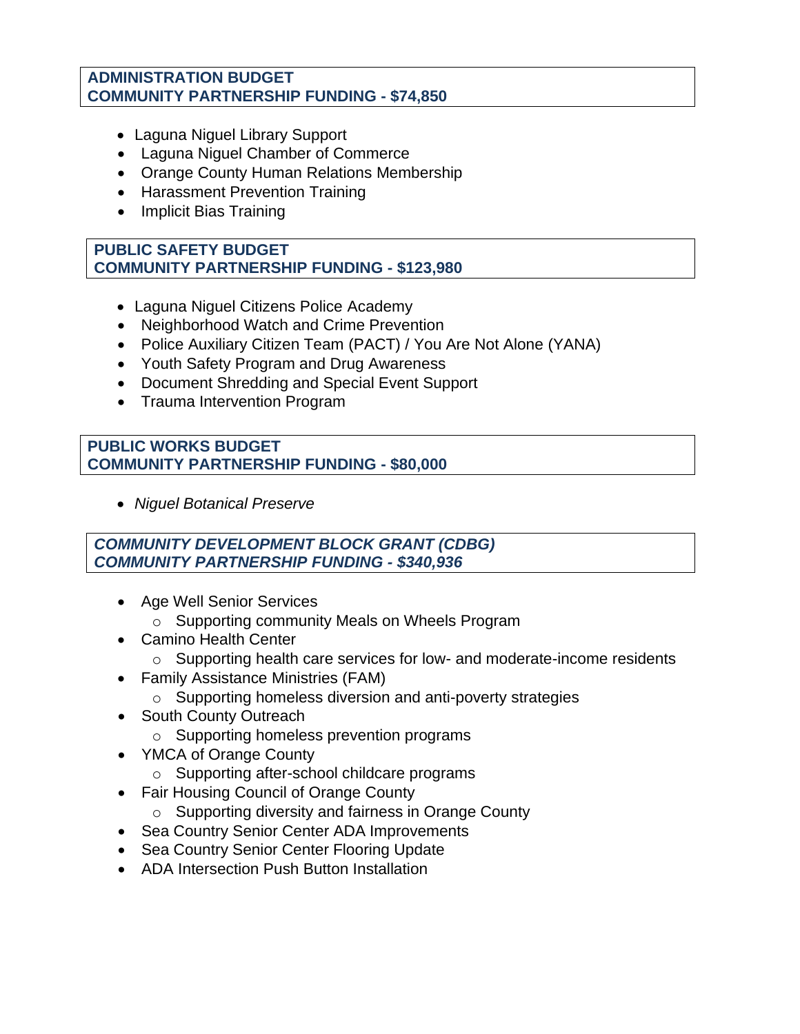**ADMINISTRATION BUDGET**
**COMMUNITY PARTNERSHIP FUNDING - $74,850**

- Laguna Niguel Library Support
- Laguna Niguel Chamber of Commerce
- Orange County Human Relations Membership
- Harassment Prevention Training
- Implicit Bias Training

**PUBLIC SAFETY BUDGET**
**COMMUNITY PARTNERSHIP FUNDING - $123,980**

- Laguna Niguel Citizens Police Academy
- Neighborhood Watch and Crime Prevention
- Police Auxiliary Citizen Team (PACT) / You Are Not Alone (YANA)
- Youth Safety Program and Drug Awareness
- Document Shredding and Special Event Support
- Trauma Intervention Program

**PUBLIC WORKS BUDGET**
**COMMUNITY PARTNERSHIP FUNDING - $80,000**

- *Niguel Botanical Preserve*

***COMMUNITY DEVELOPMENT BLOCK GRANT (CDBG)***
***COMMUNITY PARTNERSHIP FUNDING - $340,936***

- Age Well Senior Services
  - Supporting community Meals on Wheels Program
- Camino Health Center
  - Supporting health care services for low- and moderate-income residents
- Family Assistance Ministries (FAM)
  - Supporting homeless diversion and anti-poverty strategies
- South County Outreach
  - Supporting homeless prevention programs
- YMCA of Orange County
  - Supporting after-school childcare programs
- Fair Housing Council of Orange County
  - Supporting diversity and fairness in Orange County
- Sea Country Senior Center ADA Improvements
- Sea Country Senior Center Flooring Update
- ADA Intersection Push Button Installation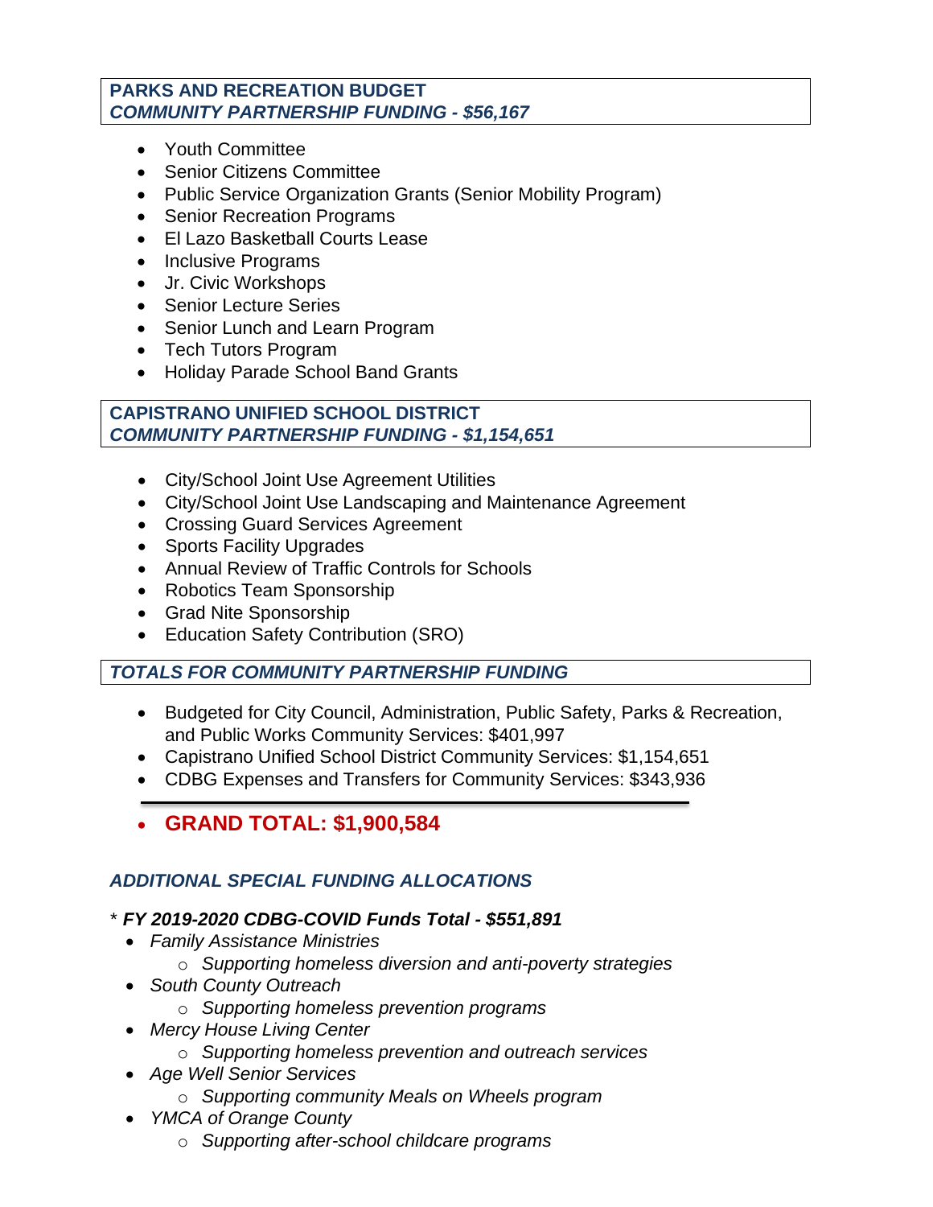**PARKS AND RECREATION BUDGET**
***COMMUNITY PARTNERSHIP FUNDING - $56,167***

- Youth Committee
- Senior Citizens Committee
- Public Service Organization Grants (Senior Mobility Program)
- Senior Recreation Programs
- El Lazo Basketball Courts Lease
- Inclusive Programs
- Jr. Civic Workshops
- Senior Lecture Series
- Senior Lunch and Learn Program
- Tech Tutors Program
- Holiday Parade School Band Grants

**CAPISTRANO UNIFIED SCHOOL DISTRICT**
***COMMUNITY PARTNERSHIP FUNDING - $1,154,651***

- City/School Joint Use Agreement Utilities
- City/School Joint Use Landscaping and Maintenance Agreement
- Crossing Guard Services Agreement
- Sports Facility Upgrades
- Annual Review of Traffic Controls for Schools
- Robotics Team Sponsorship
- Grad Nite Sponsorship
- Education Safety Contribution (SRO)

***TOTALS FOR COMMUNITY PARTNERSHIP FUNDING***

- Budgeted for City Council, Administration, Public Safety, Parks & Recreation, and Public Works Community Services: $401,997
- Capistrano Unified School District Community Services: $1,154,651
- CDBG Expenses and Transfers for Community Services: $343,936

---

- **GRAND TOTAL: $1,900,584**

***ADDITIONAL SPECIAL FUNDING ALLOCATIONS***

\* ***FY 2019-2020 CDBG-COVID Funds Total - $551,891***

- *Family Assistance Ministries*
  - *Supporting homeless diversion and anti-poverty strategies*
- *South County Outreach*
  - *Supporting homeless prevention programs*
- *Mercy House Living Center*
  - *Supporting homeless prevention and outreach services*
- *Age Well Senior Services*
  - *Supporting community Meals on Wheels program*
- *YMCA of Orange County*
  - *Supporting after-school childcare programs*